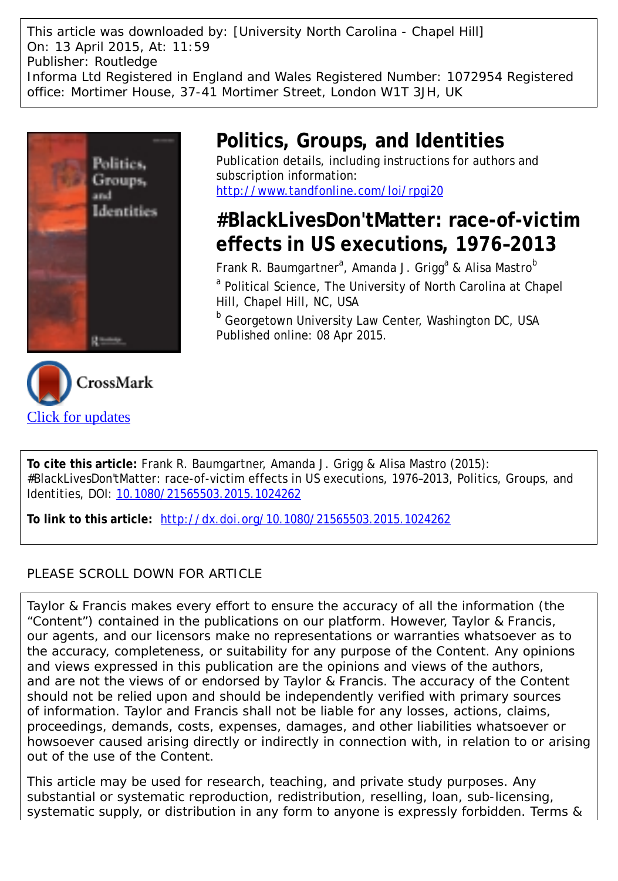This article was downloaded by: [University North Carolina - Chapel Hill]
On: 13 April 2015, At: 11:59
Publisher: Routledge
Informa Ltd Registered in England and Wales Registered Number: 1072954 Registered office: Mortimer House, 37-41 Mortimer Street, London W1T 3JH, UK

# Politics, Groups, and Identities

Publication details, including instructions for authors and subscription information:
http://www.tandfonline.com/loi/rpgi20

## #BlackLivesDon'tMatter: race-of-victim effects in US executions, 1976–2013

Frank R. Baumgartner[a], Amanda J. Grigg[a] & Alisa Mastro[b]

[a] Political Science, The University of North Carolina at Chapel Hill, Chapel Hill, NC, USA

[b] Georgetown University Law Center, Washington DC, USA

Published online: 08 Apr 2015.

Click for updates

**To cite this article:** Frank R. Baumgartner, Amanda J. Grigg & Alisa Mastro (2015): #BlackLivesDon'tMatter: race-of-victim effects in US executions, 1976–2013, Politics, Groups, and Identities, DOI: 10.1080/21565503.2015.1024262

**To link to this article:** http://dx.doi.org/10.1080/21565503.2015.1024262

PLEASE SCROLL DOWN FOR ARTICLE

Taylor & Francis makes every effort to ensure the accuracy of all the information (the "Content") contained in the publications on our platform. However, Taylor & Francis, our agents, and our licensors make no representations or warranties whatsoever as to the accuracy, completeness, or suitability for any purpose of the Content. Any opinions and views expressed in this publication are the opinions and views of the authors, and are not the views of or endorsed by Taylor & Francis. The accuracy of the Content should not be relied upon and should be independently verified with primary sources of information. Taylor and Francis shall not be liable for any losses, actions, claims, proceedings, demands, costs, expenses, damages, and other liabilities whatsoever or howsoever caused arising directly or indirectly in connection with, in relation to or arising out of the use of the Content.

This article may be used for research, teaching, and private study purposes. Any substantial or systematic reproduction, redistribution, reselling, loan, sub-licensing, systematic supply, or distribution in any form to anyone is expressly forbidden. Terms &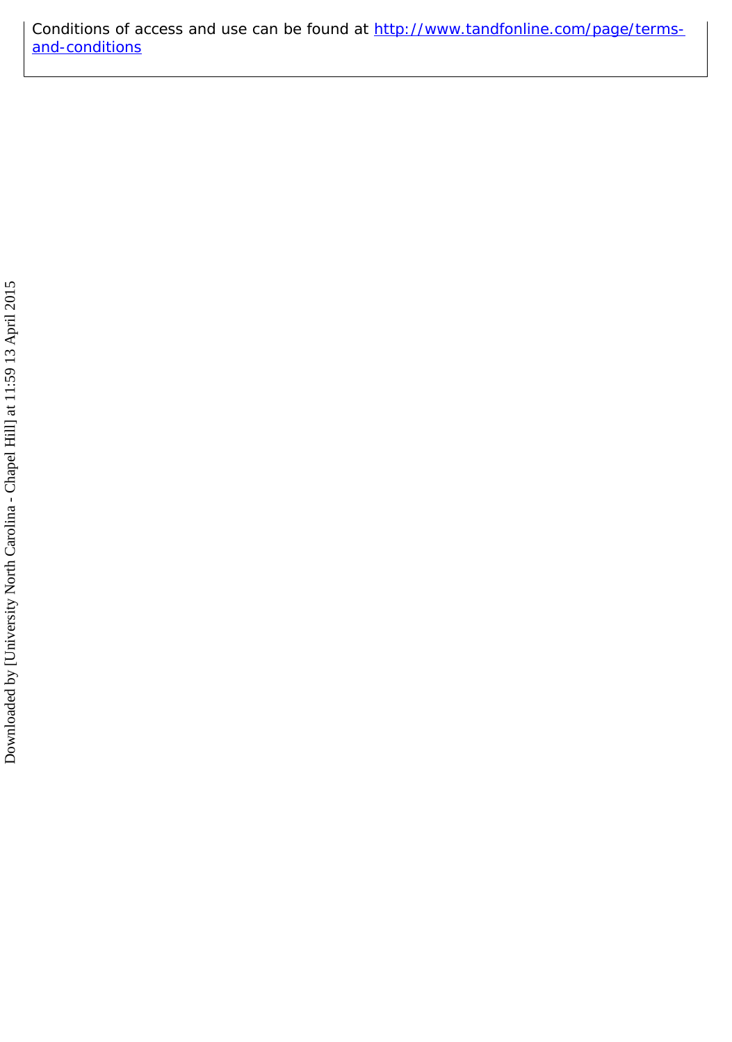Conditions of access and use can be found at [http://www.tandfonline.com/page/terms-and-conditions](http://www.tandfonline.com/page/terms-and-conditions)

Downloaded by [University North Carolina - Chapel Hill] at 11:59 13 April 2015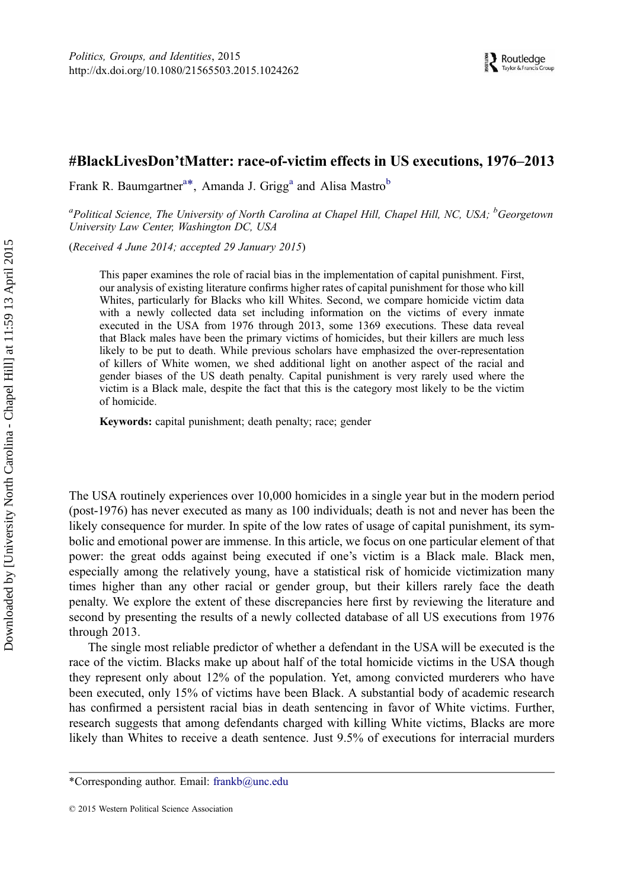# #BlackLivesDon'tMatter: race-of-victim effects in US executions, 1976–2013

Frank R. Baumgartner[a*], Amanda J. Grigg[a] and Alisa Mastro[b]

[a]*Political Science, The University of North Carolina at Chapel Hill, Chapel Hill, NC, USA;* [b]*Georgetown University Law Center, Washington DC, USA*

(*Received 4 June 2014; accepted 29 January 2015*)

This paper examines the role of racial bias in the implementation of capital punishment. First, our analysis of existing literature confirms higher rates of capital punishment for those who kill Whites, particularly for Blacks who kill Whites. Second, we compare homicide victim data with a newly collected data set including information on the victims of every inmate executed in the USA from 1976 through 2013, some 1369 executions. These data reveal that Black males have been the primary victims of homicides, but their killers are much less likely to be put to death. While previous scholars have emphasized the over-representation of killers of White women, we shed additional light on another aspect of the racial and gender biases of the US death penalty. Capital punishment is very rarely used where the victim is a Black male, despite the fact that this is the category most likely to be the victim of homicide.

**Keywords:** capital punishment; death penalty; race; gender

The USA routinely experiences over 10,000 homicides in a single year but in the modern period (post-1976) has never executed as many as 100 individuals; death is not and never has been the likely consequence for murder. In spite of the low rates of usage of capital punishment, its symbolic and emotional power are immense. In this article, we focus on one particular element of that power: the great odds against being executed if one's victim is a Black male. Black men, especially among the relatively young, have a statistical risk of homicide victimization many times higher than any other racial or gender group, but their killers rarely face the death penalty. We explore the extent of these discrepancies here first by reviewing the literature and second by presenting the results of a newly collected database of all US executions from 1976 through 2013.

The single most reliable predictor of whether a defendant in the USA will be executed is the race of the victim. Blacks make up about half of the total homicide victims in the USA though they represent only about 12% of the population. Yet, among convicted murderers who have been executed, only 15% of victims have been Black. A substantial body of academic research has confirmed a persistent racial bias in death sentencing in favor of White victims. Further, research suggests that among defendants charged with killing White victims, Blacks are more likely than Whites to receive a death sentence. Just 9.5% of executions for interracial murders

*Corresponding author. Email: frankb@unc.edu

© 2015 Western Political Science Association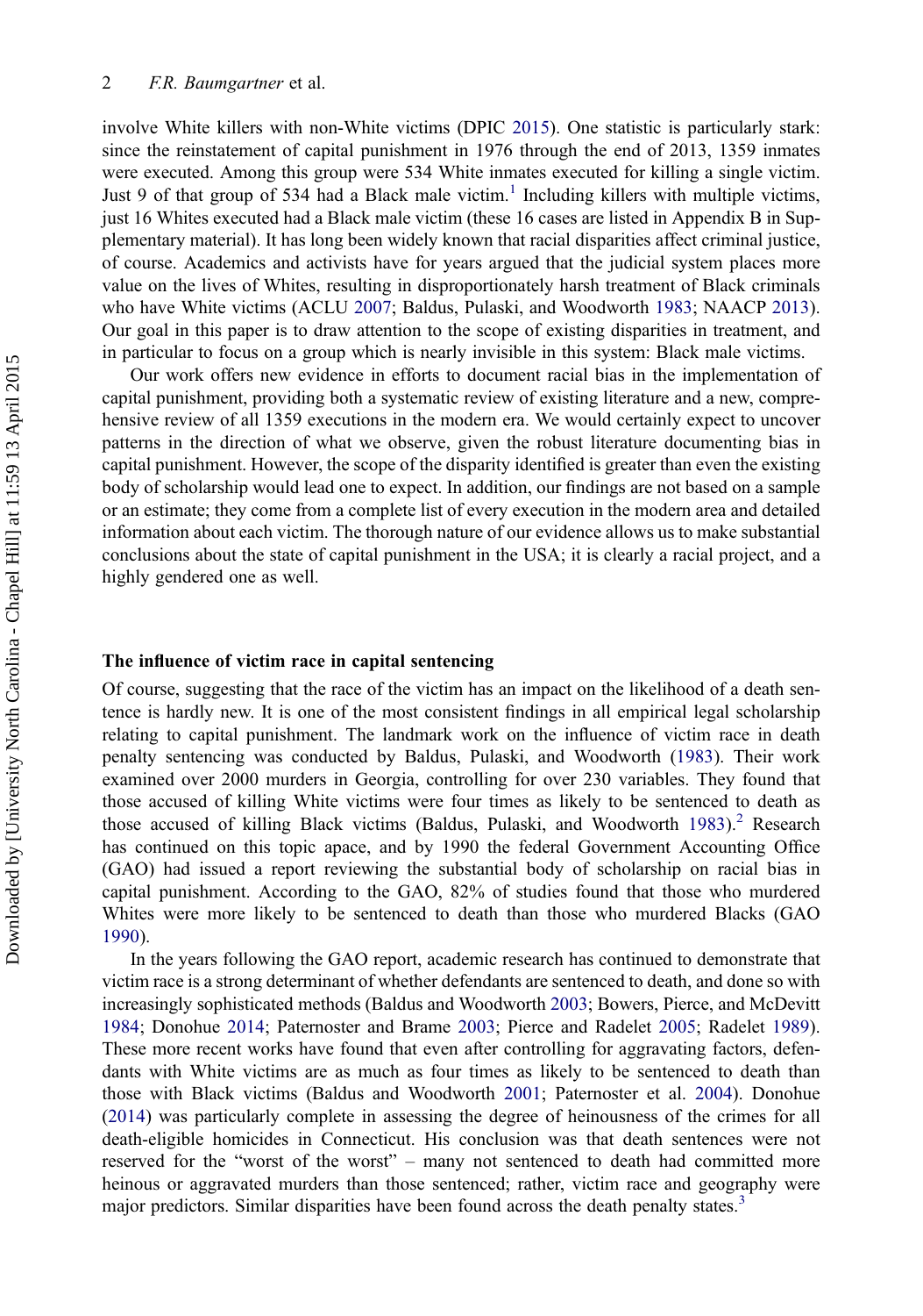involve White killers with non-White victims (DPIC 2015). One statistic is particularly stark: since the reinstatement of capital punishment in 1976 through the end of 2013, 1359 inmates were executed. Among this group were 534 White inmates executed for killing a single victim. Just 9 of that group of 534 had a Black male victim.[1] Including killers with multiple victims, just 16 Whites executed had a Black male victim (these 16 cases are listed in Appendix B in Supplementary material). It has long been widely known that racial disparities affect criminal justice, of course. Academics and activists have for years argued that the judicial system places more value on the lives of Whites, resulting in disproportionately harsh treatment of Black criminals who have White victims (ACLU 2007; Baldus, Pulaski, and Woodworth 1983; NAACP 2013). Our goal in this paper is to draw attention to the scope of existing disparities in treatment, and in particular to focus on a group which is nearly invisible in this system: Black male victims.

Our work offers new evidence in efforts to document racial bias in the implementation of capital punishment, providing both a systematic review of existing literature and a new, comprehensive review of all 1359 executions in the modern era. We would certainly expect to uncover patterns in the direction of what we observe, given the robust literature documenting bias in capital punishment. However, the scope of the disparity identified is greater than even the existing body of scholarship would lead one to expect. In addition, our findings are not based on a sample or an estimate; they come from a complete list of every execution in the modern area and detailed information about each victim. The thorough nature of our evidence allows us to make substantial conclusions about the state of capital punishment in the USA; it is clearly a racial project, and a highly gendered one as well.

## The influence of victim race in capital sentencing

Of course, suggesting that the race of the victim has an impact on the likelihood of a death sentence is hardly new. It is one of the most consistent findings in all empirical legal scholarship relating to capital punishment. The landmark work on the influence of victim race in death penalty sentencing was conducted by Baldus, Pulaski, and Woodworth (1983). Their work examined over 2000 murders in Georgia, controlling for over 230 variables. They found that those accused of killing White victims were four times as likely to be sentenced to death as those accused of killing Black victims (Baldus, Pulaski, and Woodworth 1983).[2] Research has continued on this topic apace, and by 1990 the federal Government Accounting Office (GAO) had issued a report reviewing the substantial body of scholarship on racial bias in capital punishment. According to the GAO, 82% of studies found that those who murdered Whites were more likely to be sentenced to death than those who murdered Blacks (GAO 1990).

In the years following the GAO report, academic research has continued to demonstrate that victim race is a strong determinant of whether defendants are sentenced to death, and done so with increasingly sophisticated methods (Baldus and Woodworth 2003; Bowers, Pierce, and McDevitt 1984; Donohue 2014; Paternoster and Brame 2003; Pierce and Radelet 2005; Radelet 1989). These more recent works have found that even after controlling for aggravating factors, defendants with White victims are as much as four times as likely to be sentenced to death than those with Black victims (Baldus and Woodworth 2001; Paternoster et al. 2004). Donohue (2014) was particularly complete in assessing the degree of heinousness of the crimes for all death-eligible homicides in Connecticut. His conclusion was that death sentences were not reserved for the "worst of the worst" – many not sentenced to death had committed more heinous or aggravated murders than those sentenced; rather, victim race and geography were major predictors. Similar disparities have been found across the death penalty states.[3]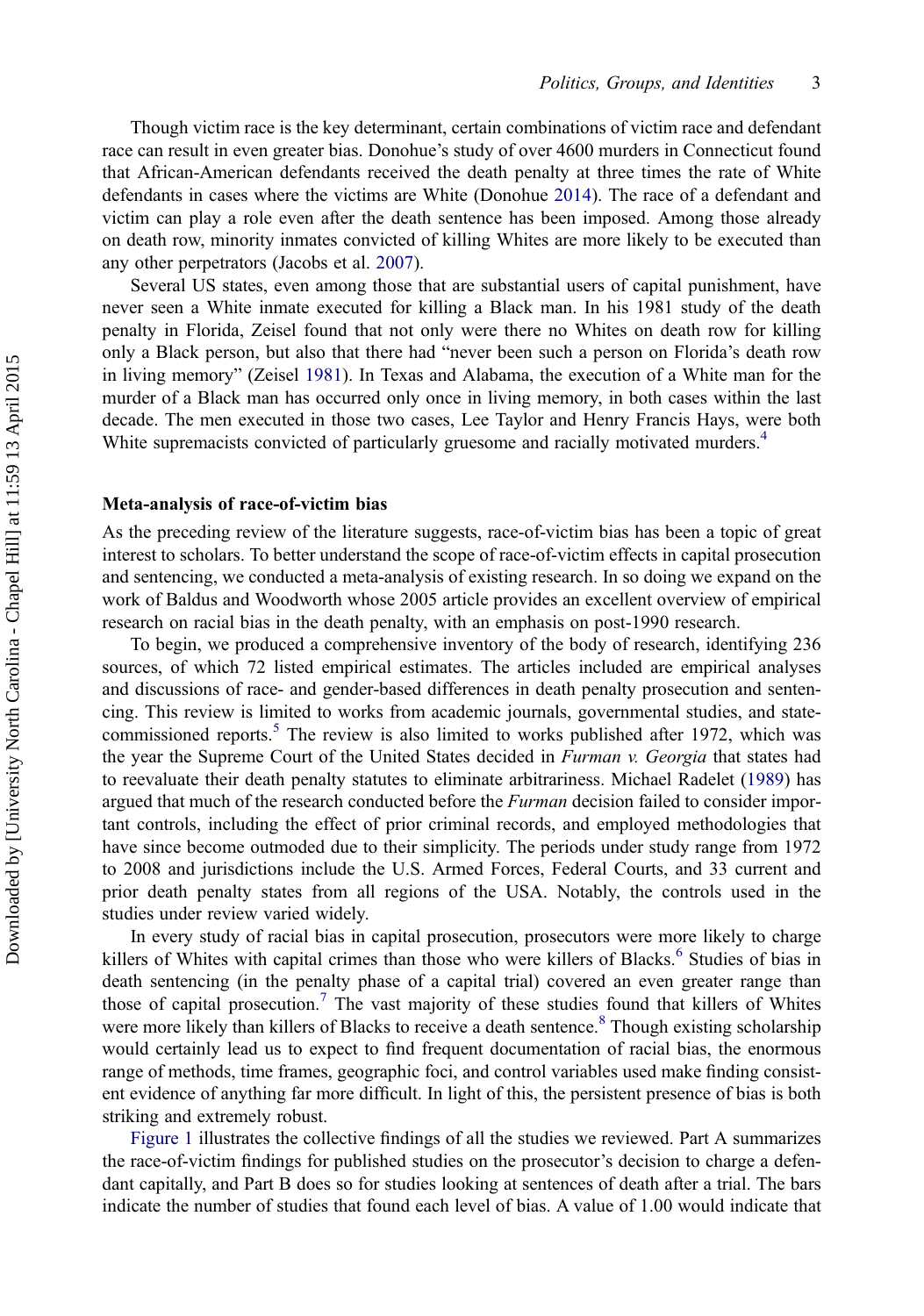Though victim race is the key determinant, certain combinations of victim race and defendant race can result in even greater bias. Donohue's study of over 4600 murders in Connecticut found that African-American defendants received the death penalty at three times the rate of White defendants in cases where the victims are White (Donohue 2014). The race of a defendant and victim can play a role even after the death sentence has been imposed. Among those already on death row, minority inmates convicted of killing Whites are more likely to be executed than any other perpetrators (Jacobs et al. 2007).

Several US states, even among those that are substantial users of capital punishment, have never seen a White inmate executed for killing a Black man. In his 1981 study of the death penalty in Florida, Zeisel found that not only were there no Whites on death row for killing only a Black person, but also that there had "never been such a person on Florida's death row in living memory" (Zeisel 1981). In Texas and Alabama, the execution of a White man for the murder of a Black man has occurred only once in living memory, in both cases within the last decade. The men executed in those two cases, Lee Taylor and Henry Francis Hays, were both White supremacists convicted of particularly gruesome and racially motivated murders.[4]

## Meta-analysis of race-of-victim bias

As the preceding review of the literature suggests, race-of-victim bias has been a topic of great interest to scholars. To better understand the scope of race-of-victim effects in capital prosecution and sentencing, we conducted a meta-analysis of existing research. In so doing we expand on the work of Baldus and Woodworth whose 2005 article provides an excellent overview of empirical research on racial bias in the death penalty, with an emphasis on post-1990 research.

To begin, we produced a comprehensive inventory of the body of research, identifying 236 sources, of which 72 listed empirical estimates. The articles included are empirical analyses and discussions of race- and gender-based differences in death penalty prosecution and sentencing. This review is limited to works from academic journals, governmental studies, and state-commissioned reports.[5] The review is also limited to works published after 1972, which was the year the Supreme Court of the United States decided in *Furman v. Georgia* that states had to reevaluate their death penalty statutes to eliminate arbitrariness. Michael Radelet (1989) has argued that much of the research conducted before the *Furman* decision failed to consider important controls, including the effect of prior criminal records, and employed methodologies that have since become outmoded due to their simplicity. The periods under study range from 1972 to 2008 and jurisdictions include the U.S. Armed Forces, Federal Courts, and 33 current and prior death penalty states from all regions of the USA. Notably, the controls used in the studies under review varied widely.

In every study of racial bias in capital prosecution, prosecutors were more likely to charge killers of Whites with capital crimes than those who were killers of Blacks.[6] Studies of bias in death sentencing (in the penalty phase of a capital trial) covered an even greater range than those of capital prosecution.[7] The vast majority of these studies found that killers of Whites were more likely than killers of Blacks to receive a death sentence.[8] Though existing scholarship would certainly lead us to expect to find frequent documentation of racial bias, the enormous range of methods, time frames, geographic foci, and control variables used make finding consistent evidence of anything far more difficult. In light of this, the persistent presence of bias is both striking and extremely robust.

Figure 1 illustrates the collective findings of all the studies we reviewed. Part A summarizes the race-of-victim findings for published studies on the prosecutor's decision to charge a defendant capitally, and Part B does so for studies looking at sentences of death after a trial. The bars indicate the number of studies that found each level of bias. A value of 1.00 would indicate that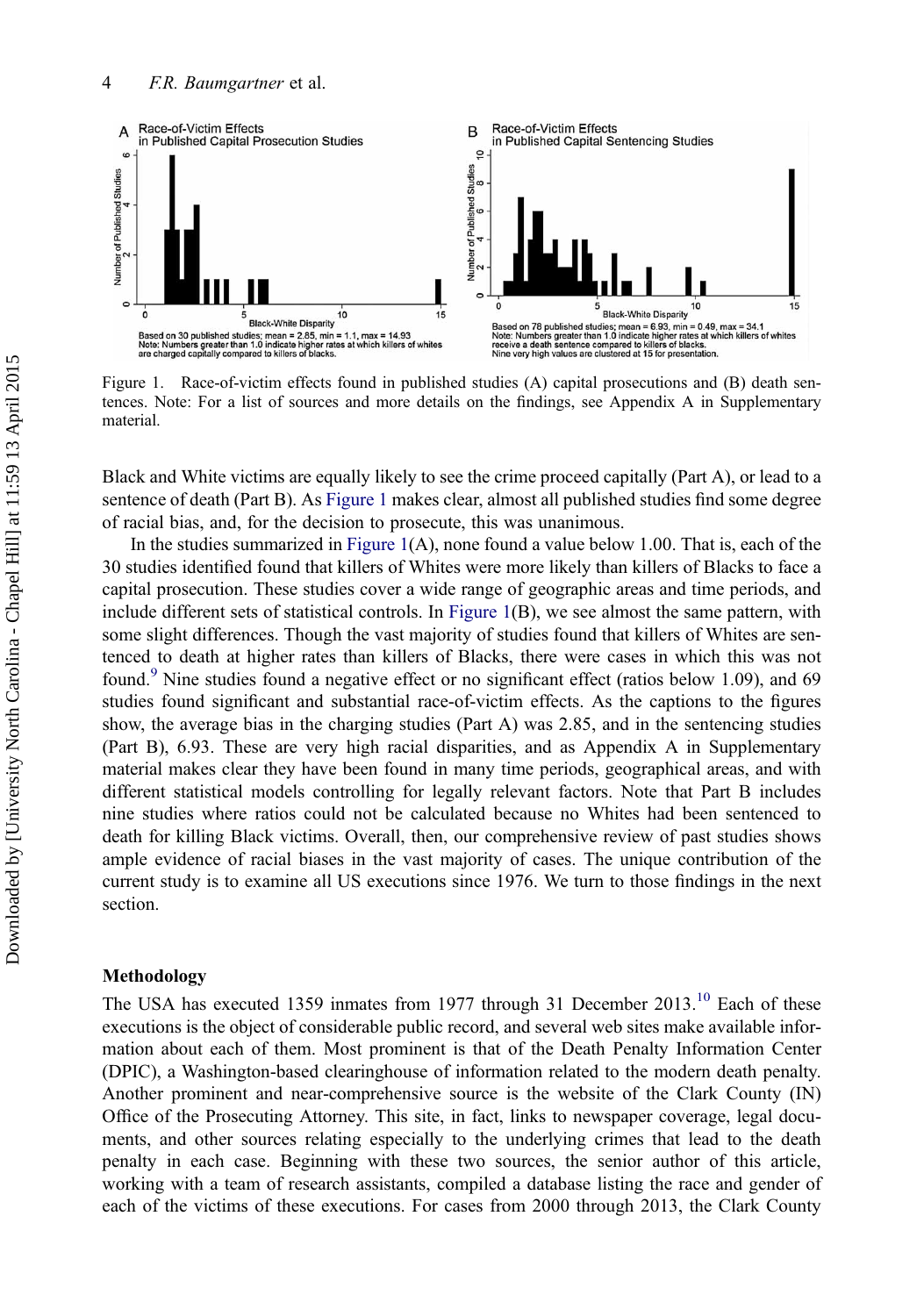Figure 1. Race-of-victim effects found in published studies (A) capital prosecutions and (B) death sentences. Note: For a list of sources and more details on the findings, see Appendix A in Supplementary material.

Black and White victims are equally likely to see the crime proceed capitally (Part A), or lead to a sentence of death (Part B). As Figure 1 makes clear, almost all published studies find some degree of racial bias, and, for the decision to prosecute, this was unanimous.

In the studies summarized in Figure 1(A), none found a value below 1.00. That is, each of the 30 studies identified found that killers of Whites were more likely than killers of Blacks to face a capital prosecution. These studies cover a wide range of geographic areas and time periods, and include different sets of statistical controls. In Figure 1(B), we see almost the same pattern, with some slight differences. Though the vast majority of studies found that killers of Whites are sentenced to death at higher rates than killers of Blacks, there were cases in which this was not found.[9] Nine studies found a negative effect or no significant effect (ratios below 1.09), and 69 studies found significant and substantial race-of-victim effects. As the captions to the figures show, the average bias in the charging studies (Part A) was 2.85, and in the sentencing studies (Part B), 6.93. These are very high racial disparities, and as Appendix A in Supplementary material makes clear they have been found in many time periods, geographical areas, and with different statistical models controlling for legally relevant factors. Note that Part B includes nine studies where ratios could not be calculated because no Whites had been sentenced to death for killing Black victims. Overall, then, our comprehensive review of past studies shows ample evidence of racial biases in the vast majority of cases. The unique contribution of the current study is to examine all US executions since 1976. We turn to those findings in the next section.

## Methodology

The USA has executed 1359 inmates from 1977 through 31 December 2013.[10] Each of these executions is the object of considerable public record, and several web sites make available information about each of them. Most prominent is that of the Death Penalty Information Center (DPIC), a Washington-based clearinghouse of information related to the modern death penalty. Another prominent and near-comprehensive source is the website of the Clark County (IN) Office of the Prosecuting Attorney. This site, in fact, links to newspaper coverage, legal documents, and other sources relating especially to the underlying crimes that lead to the death penalty in each case. Beginning with these two sources, the senior author of this article, working with a team of research assistants, compiled a database listing the race and gender of each of the victims of these executions. For cases from 2000 through 2013, the Clark County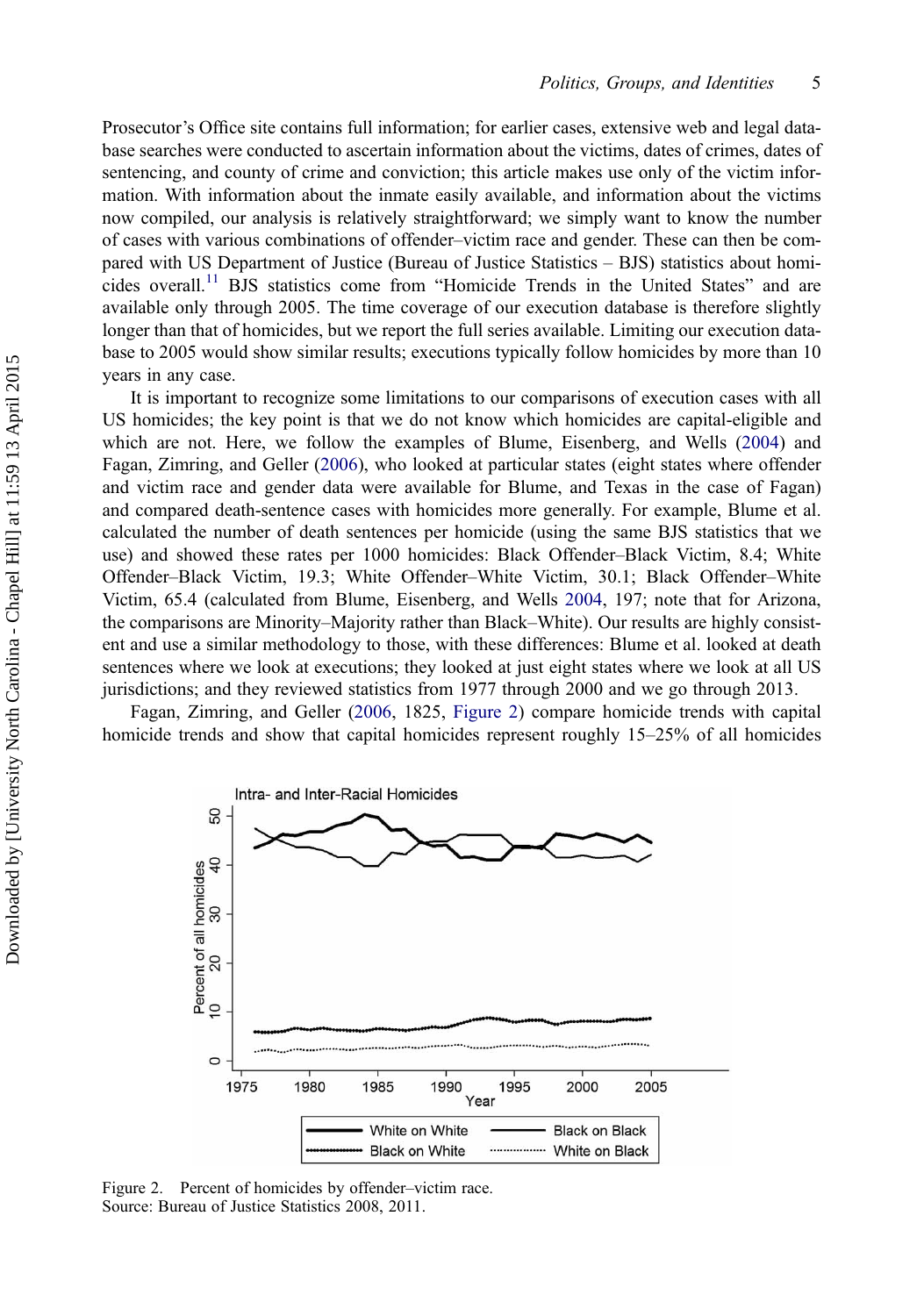Prosecutor's Office site contains full information; for earlier cases, extensive web and legal database searches were conducted to ascertain information about the victims, dates of crimes, dates of sentencing, and county of crime and conviction; this article makes use only of the victim information. With information about the inmate easily available, and information about the victims now compiled, our analysis is relatively straightforward; we simply want to know the number of cases with various combinations of offender–victim race and gender. These can then be compared with US Department of Justice (Bureau of Justice Statistics – BJS) statistics about homicides overall.[11] BJS statistics come from "Homicide Trends in the United States" and are available only through 2005. The time coverage of our execution database is therefore slightly longer than that of homicides, but we report the full series available. Limiting our execution database to 2005 would show similar results; executions typically follow homicides by more than 10 years in any case.

It is important to recognize some limitations to our comparisons of execution cases with all US homicides; the key point is that we do not know which homicides are capital-eligible and which are not. Here, we follow the examples of Blume, Eisenberg, and Wells (2004) and Fagan, Zimring, and Geller (2006), who looked at particular states (eight states where offender and victim race and gender data were available for Blume, and Texas in the case of Fagan) and compared death-sentence cases with homicides more generally. For example, Blume et al. calculated the number of death sentences per homicide (using the same BJS statistics that we use) and showed these rates per 1000 homicides: Black Offender–Black Victim, 8.4; White Offender–Black Victim, 19.3; White Offender–White Victim, 30.1; Black Offender–White Victim, 65.4 (calculated from Blume, Eisenberg, and Wells 2004, 197; note that for Arizona, the comparisons are Minority–Majority rather than Black–White). Our results are highly consistent and use a similar methodology to those, with these differences: Blume et al. looked at death sentences where we look at executions; they looked at just eight states where we look at all US jurisdictions; and they reviewed statistics from 1977 through 2000 and we go through 2013.

Fagan, Zimring, and Geller (2006, 1825, Figure 2) compare homicide trends with capital homicide trends and show that capital homicides represent roughly 15–25% of all homicides

Figure 2. Percent of homicides by offender–victim race.
Source: Bureau of Justice Statistics 2008, 2011.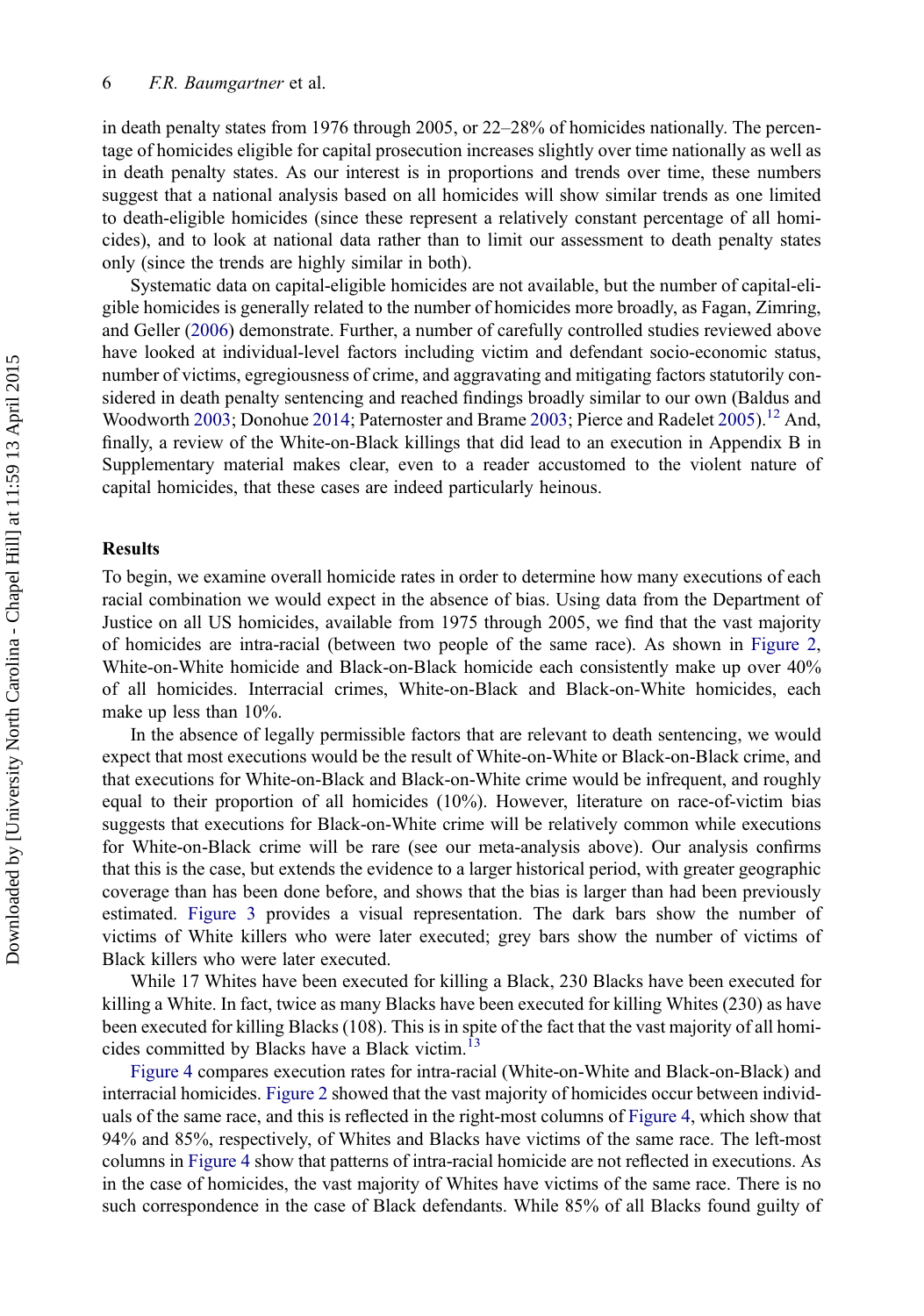in death penalty states from 1976 through 2005, or 22–28% of homicides nationally. The percentage of homicides eligible for capital prosecution increases slightly over time nationally as well as in death penalty states. As our interest is in proportions and trends over time, these numbers suggest that a national analysis based on all homicides will show similar trends as one limited to death-eligible homicides (since these represent a relatively constant percentage of all homicides), and to look at national data rather than to limit our assessment to death penalty states only (since the trends are highly similar in both).

Systematic data on capital-eligible homicides are not available, but the number of capital-eligible homicides is generally related to the number of homicides more broadly, as Fagan, Zimring, and Geller (2006) demonstrate. Further, a number of carefully controlled studies reviewed above have looked at individual-level factors including victim and defendant socio-economic status, number of victims, egregiousness of crime, and aggravating and mitigating factors statutorily considered in death penalty sentencing and reached findings broadly similar to our own (Baldus and Woodworth 2003; Donohue 2014; Paternoster and Brame 2003; Pierce and Radelet 2005).[12] And, finally, a review of the White-on-Black killings that did lead to an execution in Appendix B in Supplementary material makes clear, even to a reader accustomed to the violent nature of capital homicides, that these cases are indeed particularly heinous.

## Results

To begin, we examine overall homicide rates in order to determine how many executions of each racial combination we would expect in the absence of bias. Using data from the Department of Justice on all US homicides, available from 1975 through 2005, we find that the vast majority of homicides are intra-racial (between two people of the same race). As shown in Figure 2, White-on-White homicide and Black-on-Black homicide each consistently make up over 40% of all homicides. Interracial crimes, White-on-Black and Black-on-White homicides, each make up less than 10%.

In the absence of legally permissible factors that are relevant to death sentencing, we would expect that most executions would be the result of White-on-White or Black-on-Black crime, and that executions for White-on-Black and Black-on-White crime would be infrequent, and roughly equal to their proportion of all homicides (10%). However, literature on race-of-victim bias suggests that executions for Black-on-White crime will be relatively common while executions for White-on-Black crime will be rare (see our meta-analysis above). Our analysis confirms that this is the case, but extends the evidence to a larger historical period, with greater geographic coverage than has been done before, and shows that the bias is larger than had been previously estimated. Figure 3 provides a visual representation. The dark bars show the number of victims of White killers who were later executed; grey bars show the number of victims of Black killers who were later executed.

While 17 Whites have been executed for killing a Black, 230 Blacks have been executed for killing a White. In fact, twice as many Blacks have been executed for killing Whites (230) as have been executed for killing Blacks (108). This is in spite of the fact that the vast majority of all homicides committed by Blacks have a Black victim.[13]

Figure 4 compares execution rates for intra-racial (White-on-White and Black-on-Black) and interracial homicides. Figure 2 showed that the vast majority of homicides occur between individuals of the same race, and this is reflected in the right-most columns of Figure 4, which show that 94% and 85%, respectively, of Whites and Blacks have victims of the same race. The left-most columns in Figure 4 show that patterns of intra-racial homicide are not reflected in executions. As in the case of homicides, the vast majority of Whites have victims of the same race. There is no such correspondence in the case of Black defendants. While 85% of all Blacks found guilty of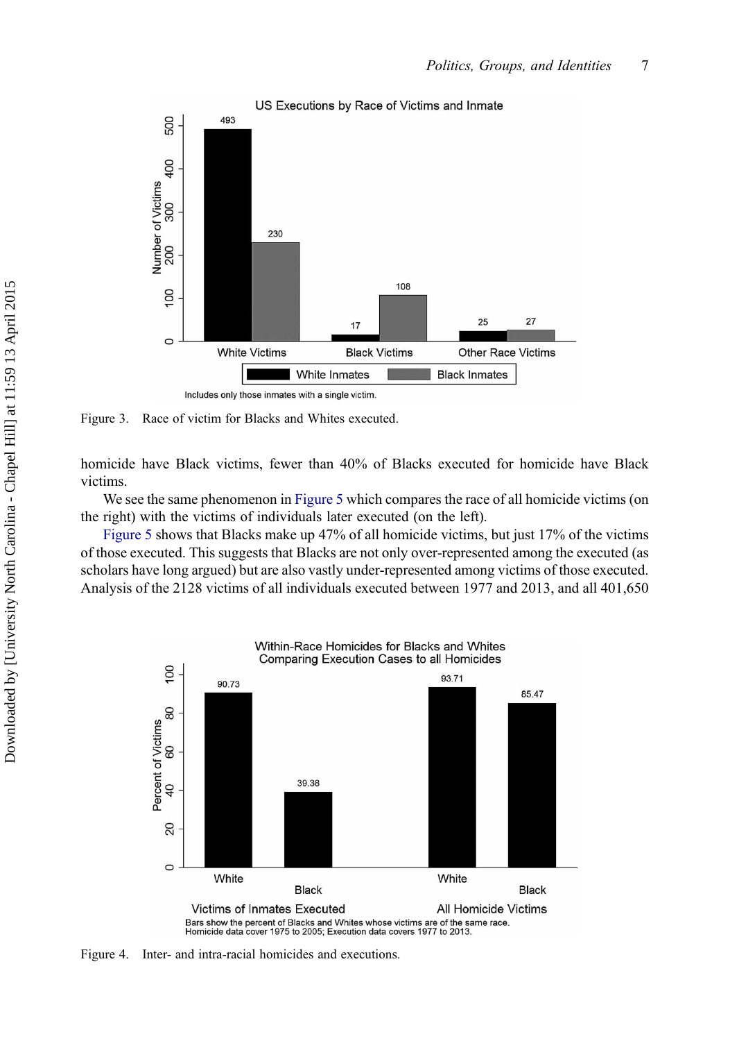Figure 3. Race of victim for Blacks and Whites executed.

homicide have Black victims, fewer than 40% of Blacks executed for homicide have Black victims.

We see the same phenomenon in Figure 5 which compares the race of all homicide victims (on the right) with the victims of individuals later executed (on the left).

Figure 5 shows that Blacks make up 47% of all homicide victims, but just 17% of the victims of those executed. This suggests that Blacks are not only over-represented among the executed (as scholars have long argued) but are also vastly under-represented among victims of those executed. Analysis of the 2128 victims of all individuals executed between 1977 and 2013, and all 401,650

Figure 4. Inter- and intra-racial homicides and executions.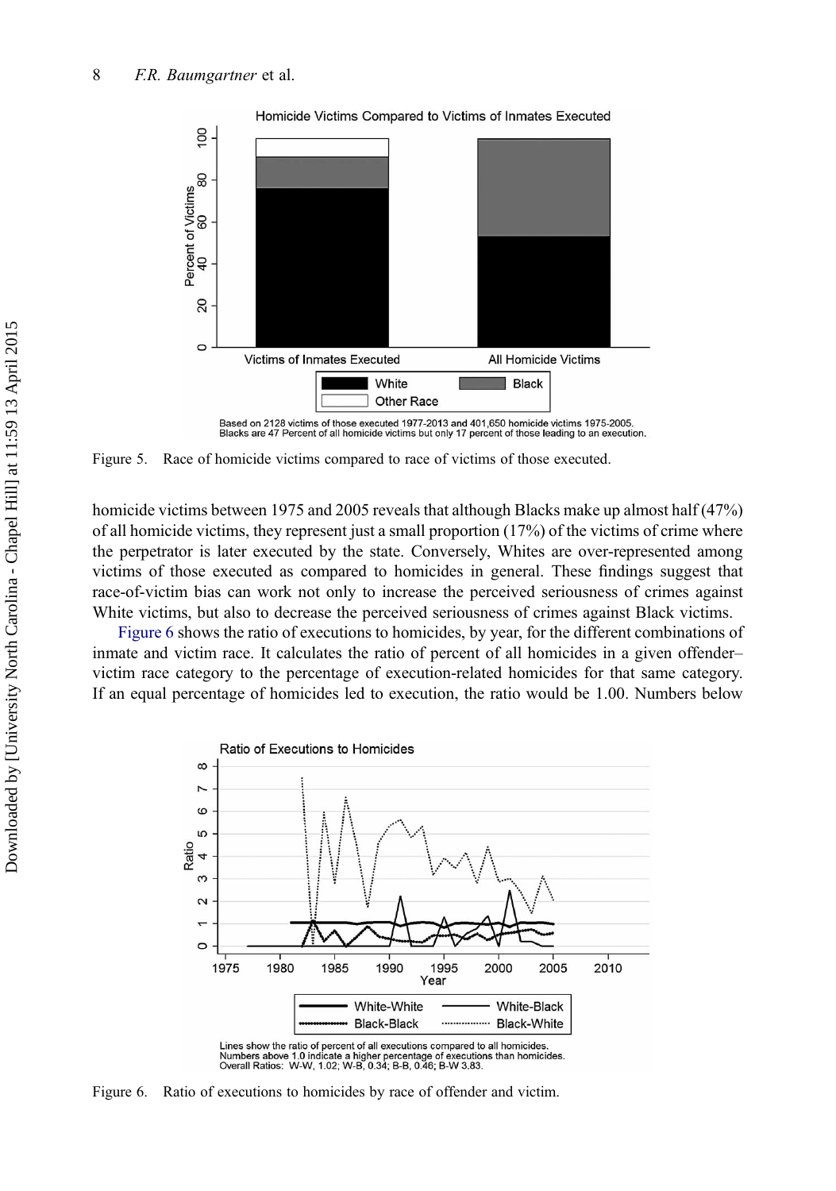Figure 5. Race of homicide victims compared to race of victims of those executed.

homicide victims between 1975 and 2005 reveals that although Blacks make up almost half (47%) of all homicide victims, they represent just a small proportion (17%) of the victims of crime where the perpetrator is later executed by the state. Conversely, Whites are over-represented among victims of those executed as compared to homicides in general. These findings suggest that race-of-victim bias can work not only to increase the perceived seriousness of crimes against White victims, but also to decrease the perceived seriousness of crimes against Black victims.

Figure 6 shows the ratio of executions to homicides, by year, for the different combinations of inmate and victim race. It calculates the ratio of percent of all homicides in a given offender–victim race category to the percentage of execution-related homicides for that same category. If an equal percentage of homicides led to execution, the ratio would be 1.00. Numbers below

Figure 6. Ratio of executions to homicides by race of offender and victim.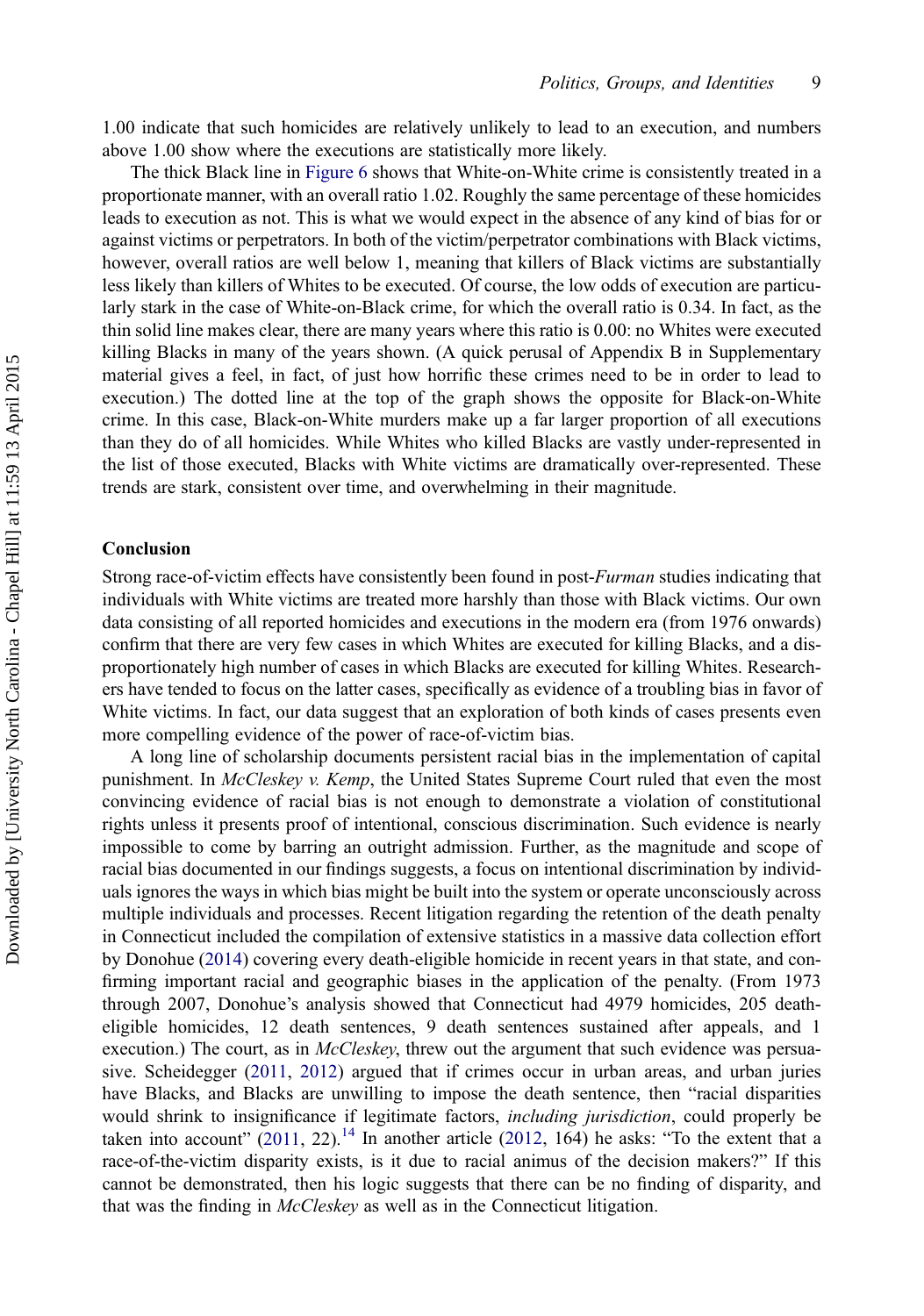1.00 indicate that such homicides are relatively unlikely to lead to an execution, and numbers above 1.00 show where the executions are statistically more likely.

The thick Black line in Figure 6 shows that White-on-White crime is consistently treated in a proportionate manner, with an overall ratio 1.02. Roughly the same percentage of these homicides leads to execution as not. This is what we would expect in the absence of any kind of bias for or against victims or perpetrators. In both of the victim/perpetrator combinations with Black victims, however, overall ratios are well below 1, meaning that killers of Black victims are substantially less likely than killers of Whites to be executed. Of course, the low odds of execution are particularly stark in the case of White-on-Black crime, for which the overall ratio is 0.34. In fact, as the thin solid line makes clear, there are many years where this ratio is 0.00: no Whites were executed killing Blacks in many of the years shown. (A quick perusal of Appendix B in Supplementary material gives a feel, in fact, of just how horrific these crimes need to be in order to lead to execution.) The dotted line at the top of the graph shows the opposite for Black-on-White crime. In this case, Black-on-White murders make up a far larger proportion of all executions than they do of all homicides. While Whites who killed Blacks are vastly under-represented in the list of those executed, Blacks with White victims are dramatically over-represented. These trends are stark, consistent over time, and overwhelming in their magnitude.

## Conclusion

Strong race-of-victim effects have consistently been found in post-*Furman* studies indicating that individuals with White victims are treated more harshly than those with Black victims. Our own data consisting of all reported homicides and executions in the modern era (from 1976 onwards) confirm that there are very few cases in which Whites are executed for killing Blacks, and a disproportionately high number of cases in which Blacks are executed for killing Whites. Researchers have tended to focus on the latter cases, specifically as evidence of a troubling bias in favor of White victims. In fact, our data suggest that an exploration of both kinds of cases presents even more compelling evidence of the power of race-of-victim bias.

A long line of scholarship documents persistent racial bias in the implementation of capital punishment. In *McCleskey v. Kemp*, the United States Supreme Court ruled that even the most convincing evidence of racial bias is not enough to demonstrate a violation of constitutional rights unless it presents proof of intentional, conscious discrimination. Such evidence is nearly impossible to come by barring an outright admission. Further, as the magnitude and scope of racial bias documented in our findings suggests, a focus on intentional discrimination by individuals ignores the ways in which bias might be built into the system or operate unconsciously across multiple individuals and processes. Recent litigation regarding the retention of the death penalty in Connecticut included the compilation of extensive statistics in a massive data collection effort by Donohue (2014) covering every death-eligible homicide in recent years in that state, and confirming important racial and geographic biases in the application of the penalty. (From 1973 through 2007, Donohue's analysis showed that Connecticut had 4979 homicides, 205 death-eligible homicides, 12 death sentences, 9 death sentences sustained after appeals, and 1 execution.) The court, as in *McCleskey*, threw out the argument that such evidence was persuasive. Scheidegger (2011, 2012) argued that if crimes occur in urban areas, and urban juries have Blacks, and Blacks are unwilling to impose the death sentence, then "racial disparities would shrink to insignificance if legitimate factors, *including jurisdiction*, could properly be taken into account" (2011, 22).[14] In another article (2012, 164) he asks: "To the extent that a race-of-the-victim disparity exists, is it due to racial animus of the decision makers?" If this cannot be demonstrated, then his logic suggests that there can be no finding of disparity, and that was the finding in *McCleskey* as well as in the Connecticut litigation.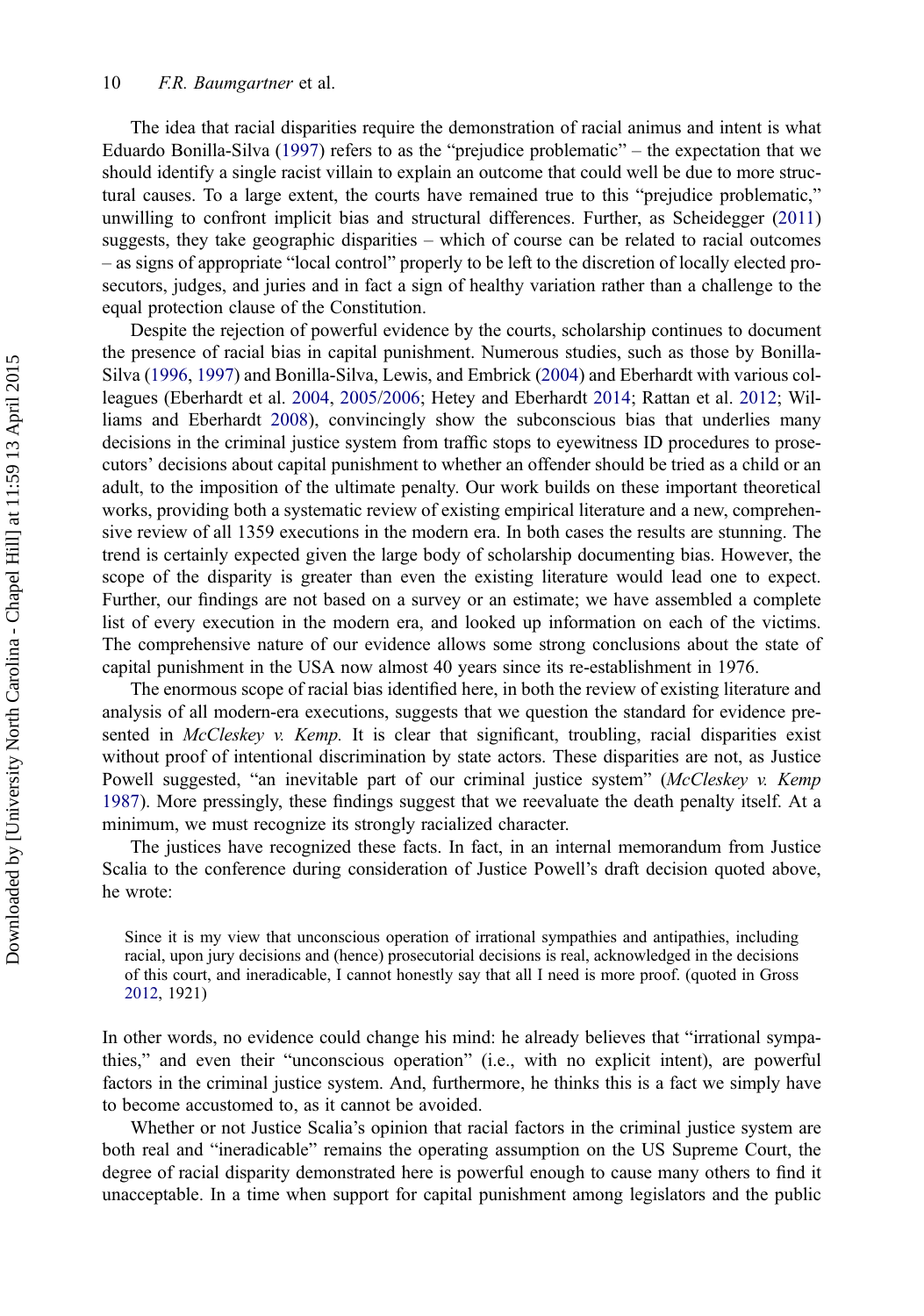The idea that racial disparities require the demonstration of racial animus and intent is what Eduardo Bonilla-Silva (1997) refers to as the "prejudice problematic" – the expectation that we should identify a single racist villain to explain an outcome that could well be due to more structural causes. To a large extent, the courts have remained true to this "prejudice problematic," unwilling to confront implicit bias and structural differences. Further, as Scheidegger (2011) suggests, they take geographic disparities – which of course can be related to racial outcomes – as signs of appropriate "local control" properly to be left to the discretion of locally elected prosecutors, judges, and juries and in fact a sign of healthy variation rather than a challenge to the equal protection clause of the Constitution.

Despite the rejection of powerful evidence by the courts, scholarship continues to document the presence of racial bias in capital punishment. Numerous studies, such as those by Bonilla-Silva (1996, 1997) and Bonilla-Silva, Lewis, and Embrick (2004) and Eberhardt with various colleagues (Eberhardt et al. 2004, 2005/2006; Hetey and Eberhardt 2014; Rattan et al. 2012; Williams and Eberhardt 2008), convincingly show the subconscious bias that underlies many decisions in the criminal justice system from traffic stops to eyewitness ID procedures to prosecutors' decisions about capital punishment to whether an offender should be tried as a child or an adult, to the imposition of the ultimate penalty. Our work builds on these important theoretical works, providing both a systematic review of existing empirical literature and a new, comprehensive review of all 1359 executions in the modern era. In both cases the results are stunning. The trend is certainly expected given the large body of scholarship documenting bias. However, the scope of the disparity is greater than even the existing literature would lead one to expect. Further, our findings are not based on a survey or an estimate; we have assembled a complete list of every execution in the modern era, and looked up information on each of the victims. The comprehensive nature of our evidence allows some strong conclusions about the state of capital punishment in the USA now almost 40 years since its re-establishment in 1976.

The enormous scope of racial bias identified here, in both the review of existing literature and analysis of all modern-era executions, suggests that we question the standard for evidence presented in *McCleskey v. Kemp.* It is clear that significant, troubling, racial disparities exist without proof of intentional discrimination by state actors. These disparities are not, as Justice Powell suggested, "an inevitable part of our criminal justice system" (*McCleskey v. Kemp* 1987). More pressingly, these findings suggest that we reevaluate the death penalty itself. At a minimum, we must recognize its strongly racialized character.

The justices have recognized these facts. In fact, in an internal memorandum from Justice Scalia to the conference during consideration of Justice Powell's draft decision quoted above, he wrote:

> Since it is my view that unconscious operation of irrational sympathies and antipathies, including racial, upon jury decisions and (hence) prosecutorial decisions is real, acknowledged in the decisions of this court, and ineradicable, I cannot honestly say that all I need is more proof. (quoted in Gross 2012, 1921)

In other words, no evidence could change his mind: he already believes that "irrational sympathies," and even their "unconscious operation" (i.e., with no explicit intent), are powerful factors in the criminal justice system. And, furthermore, he thinks this is a fact we simply have to become accustomed to, as it cannot be avoided.

Whether or not Justice Scalia's opinion that racial factors in the criminal justice system are both real and "ineradicable" remains the operating assumption on the US Supreme Court, the degree of racial disparity demonstrated here is powerful enough to cause many others to find it unacceptable. In a time when support for capital punishment among legislators and the public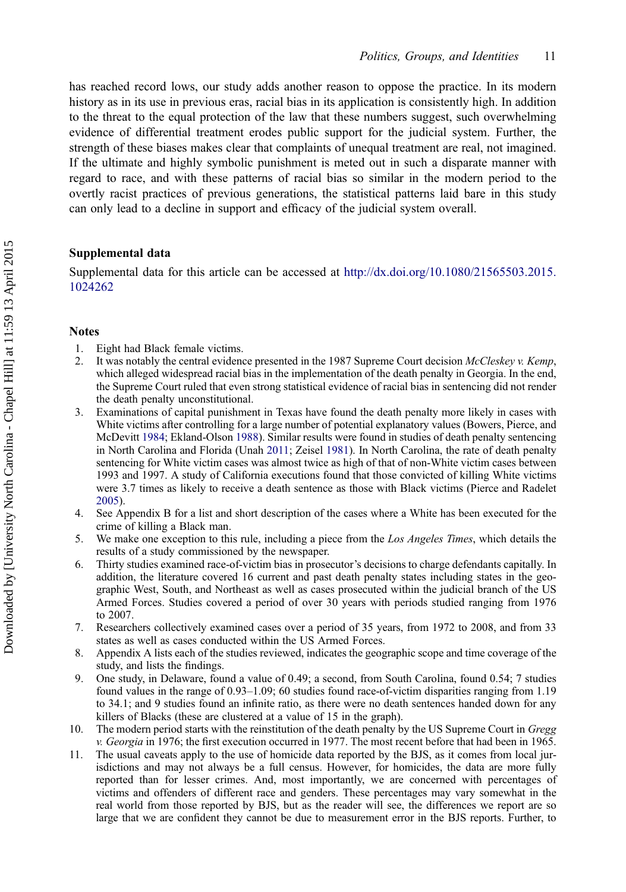has reached record lows, our study adds another reason to oppose the practice. In its modern history as in its use in previous eras, racial bias in its application is consistently high. In addition to the threat to the equal protection of the law that these numbers suggest, such overwhelming evidence of differential treatment erodes public support for the judicial system. Further, the strength of these biases makes clear that complaints of unequal treatment are real, not imagined. If the ultimate and highly symbolic punishment is meted out in such a disparate manner with regard to race, and with these patterns of racial bias so similar in the modern period to the overtly racist practices of previous generations, the statistical patterns laid bare in this study can only lead to a decline in support and efficacy of the judicial system overall.

## Supplemental data

Supplemental data for this article can be accessed at http://dx.doi.org/10.1080/21565503.2015.1024262

## Notes

1. Eight had Black female victims.
2. It was notably the central evidence presented in the 1987 Supreme Court decision *McCleskey v. Kemp*, which alleged widespread racial bias in the implementation of the death penalty in Georgia. In the end, the Supreme Court ruled that even strong statistical evidence of racial bias in sentencing did not render the death penalty unconstitutional.
3. Examinations of capital punishment in Texas have found the death penalty more likely in cases with White victims after controlling for a large number of potential explanatory values (Bowers, Pierce, and McDevitt 1984; Ekland-Olson 1988). Similar results were found in studies of death penalty sentencing in North Carolina and Florida (Unah 2011; Zeisel 1981). In North Carolina, the rate of death penalty sentencing for White victim cases was almost twice as high of that of non-White victim cases between 1993 and 1997. A study of California executions found that those convicted of killing White victims were 3.7 times as likely to receive a death sentence as those with Black victims (Pierce and Radelet 2005).
4. See Appendix B for a list and short description of the cases where a White has been executed for the crime of killing a Black man.
5. We make one exception to this rule, including a piece from the *Los Angeles Times*, which details the results of a study commissioned by the newspaper.
6. Thirty studies examined race-of-victim bias in prosecutor's decisions to charge defendants capitally. In addition, the literature covered 16 current and past death penalty states including states in the geographic West, South, and Northeast as well as cases prosecuted within the judicial branch of the US Armed Forces. Studies covered a period of over 30 years with periods studied ranging from 1976 to 2007.
7. Researchers collectively examined cases over a period of 35 years, from 1972 to 2008, and from 33 states as well as cases conducted within the US Armed Forces.
8. Appendix A lists each of the studies reviewed, indicates the geographic scope and time coverage of the study, and lists the findings.
9. One study, in Delaware, found a value of 0.49; a second, from South Carolina, found 0.54; 7 studies found values in the range of 0.93–1.09; 60 studies found race-of-victim disparities ranging from 1.19 to 34.1; and 9 studies found an infinite ratio, as there were no death sentences handed down for any killers of Blacks (these are clustered at a value of 15 in the graph).
10. The modern period starts with the reinstitution of the death penalty by the US Supreme Court in *Gregg v. Georgia* in 1976; the first execution occurred in 1977. The most recent before that had been in 1965.
11. The usual caveats apply to the use of homicide data reported by the BJS, as it comes from local jurisdictions and may not always be a full census. However, for homicides, the data are more fully reported than for lesser crimes. And, most importantly, we are concerned with percentages of victims and offenders of different race and genders. These percentages may vary somewhat in the real world from those reported by BJS, but as the reader will see, the differences we report are so large that we are confident they cannot be due to measurement error in the BJS reports. Further, to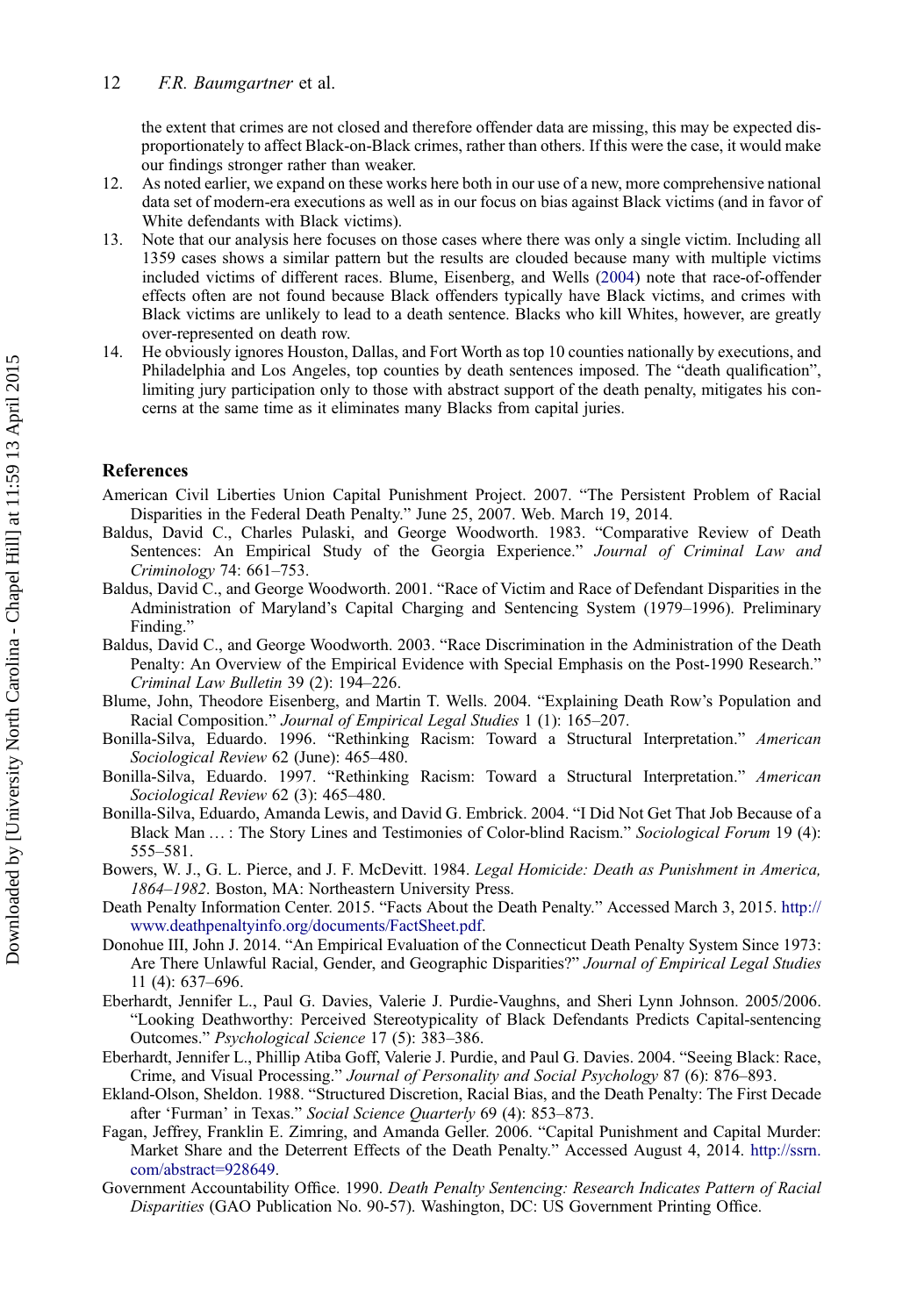the extent that crimes are not closed and therefore offender data are missing, this may be expected disproportionately to affect Black-on-Black crimes, rather than others. If this were the case, it would make our findings stronger rather than weaker.

12. As noted earlier, we expand on these works here both in our use of a new, more comprehensive national data set of modern-era executions as well as in our focus on bias against Black victims (and in favor of White defendants with Black victims).
13. Note that our analysis here focuses on those cases where there was only a single victim. Including all 1359 cases shows a similar pattern but the results are clouded because many with multiple victims included victims of different races. Blume, Eisenberg, and Wells (2004) note that race-of-offender effects often are not found because Black offenders typically have Black victims, and crimes with Black victims are unlikely to lead to a death sentence. Blacks who kill Whites, however, are greatly over-represented on death row.
14. He obviously ignores Houston, Dallas, and Fort Worth as top 10 counties nationally by executions, and Philadelphia and Los Angeles, top counties by death sentences imposed. The "death qualification", limiting jury participation only to those with abstract support of the death penalty, mitigates his concerns at the same time as it eliminates many Blacks from capital juries.

## References

American Civil Liberties Union Capital Punishment Project. 2007. "The Persistent Problem of Racial Disparities in the Federal Death Penalty." June 25, 2007. Web. March 19, 2014.

Baldus, David C., Charles Pulaski, and George Woodworth. 1983. "Comparative Review of Death Sentences: An Empirical Study of the Georgia Experience." *Journal of Criminal Law and Criminology* 74: 661–753.

Baldus, David C., and George Woodworth. 2001. "Race of Victim and Race of Defendant Disparities in the Administration of Maryland's Capital Charging and Sentencing System (1979–1996). Preliminary Finding."

Baldus, David C., and George Woodworth. 2003. "Race Discrimination in the Administration of the Death Penalty: An Overview of the Empirical Evidence with Special Emphasis on the Post-1990 Research." *Criminal Law Bulletin* 39 (2): 194–226.

Blume, John, Theodore Eisenberg, and Martin T. Wells. 2004. "Explaining Death Row's Population and Racial Composition." *Journal of Empirical Legal Studies* 1 (1): 165–207.

Bonilla-Silva, Eduardo. 1996. "Rethinking Racism: Toward a Structural Interpretation." *American Sociological Review* 62 (June): 465–480.

Bonilla-Silva, Eduardo. 1997. "Rethinking Racism: Toward a Structural Interpretation." *American Sociological Review* 62 (3): 465–480.

Bonilla-Silva, Eduardo, Amanda Lewis, and David G. Embrick. 2004. "I Did Not Get That Job Because of a Black Man … : The Story Lines and Testimonies of Color-blind Racism." *Sociological Forum* 19 (4): 555–581.

Bowers, W. J., G. L. Pierce, and J. F. McDevitt. 1984. *Legal Homicide: Death as Punishment in America, 1864–1982*. Boston, MA: Northeastern University Press.

Death Penalty Information Center. 2015. "Facts About the Death Penalty." Accessed March 3, 2015. http://www.deathpenaltyinfo.org/documents/FactSheet.pdf.

Donohue III, John J. 2014. "An Empirical Evaluation of the Connecticut Death Penalty System Since 1973: Are There Unlawful Racial, Gender, and Geographic Disparities?" *Journal of Empirical Legal Studies* 11 (4): 637–696.

Eberhardt, Jennifer L., Paul G. Davies, Valerie J. Purdie-Vaughns, and Sheri Lynn Johnson. 2005/2006. "Looking Deathworthy: Perceived Stereotypicality of Black Defendants Predicts Capital-sentencing Outcomes." *Psychological Science* 17 (5): 383–386.

Eberhardt, Jennifer L., Phillip Atiba Goff, Valerie J. Purdie, and Paul G. Davies. 2004. "Seeing Black: Race, Crime, and Visual Processing." *Journal of Personality and Social Psychology* 87 (6): 876–893.

Ekland-Olson, Sheldon. 1988. "Structured Discretion, Racial Bias, and the Death Penalty: The First Decade after 'Furman' in Texas." *Social Science Quarterly* 69 (4): 853–873.

Fagan, Jeffrey, Franklin E. Zimring, and Amanda Geller. 2006. "Capital Punishment and Capital Murder: Market Share and the Deterrent Effects of the Death Penalty." Accessed August 4, 2014. http://ssrn.com/abstract=928649.

Government Accountability Office. 1990. *Death Penalty Sentencing: Research Indicates Pattern of Racial Disparities* (GAO Publication No. 90-57). Washington, DC: US Government Printing Office.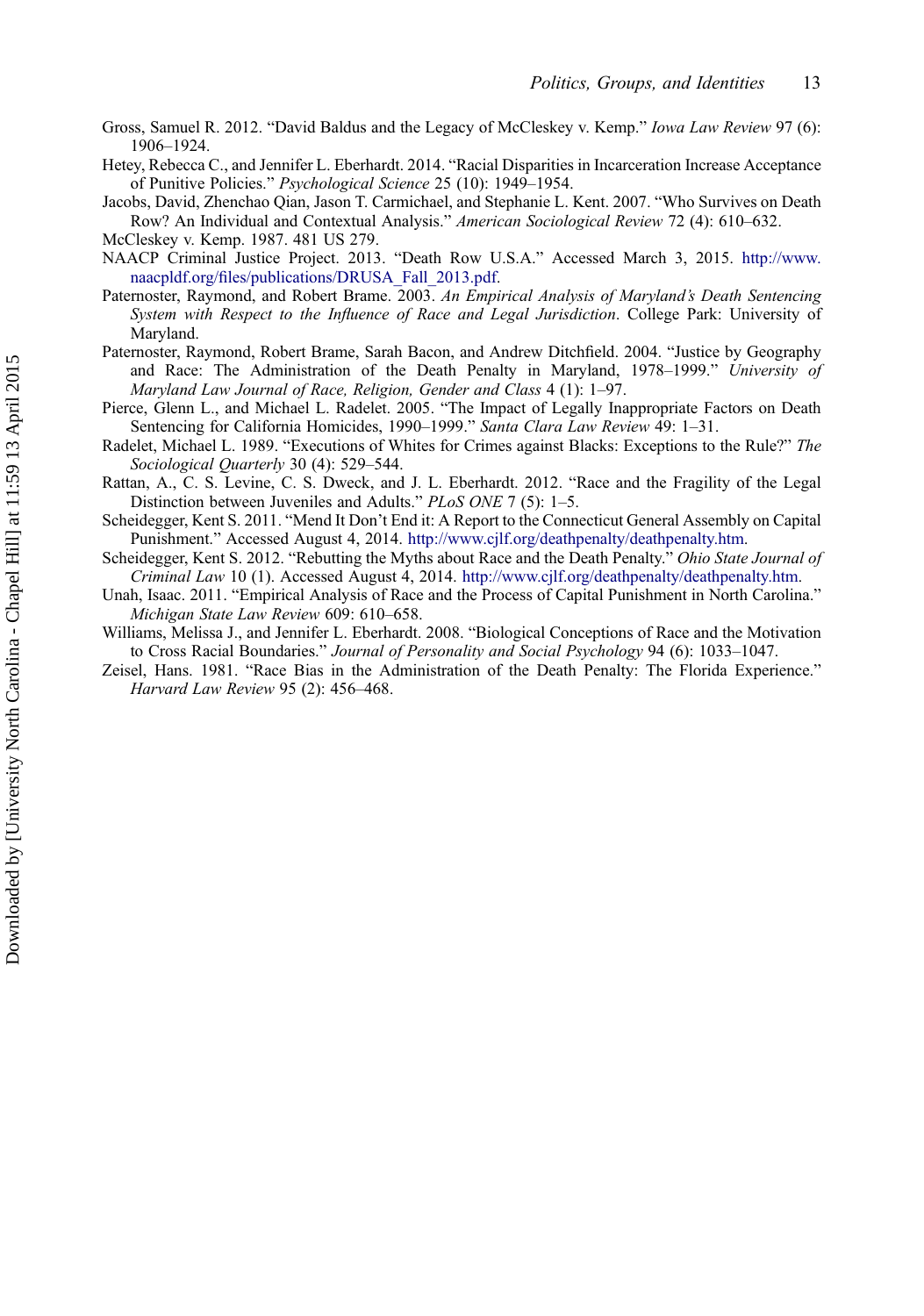Gross, Samuel R. 2012. "David Baldus and the Legacy of McCleskey v. Kemp." *Iowa Law Review* 97 (6): 1906–1924.

Hetey, Rebecca C., and Jennifer L. Eberhardt. 2014. "Racial Disparities in Incarceration Increase Acceptance of Punitive Policies." *Psychological Science* 25 (10): 1949–1954.

Jacobs, David, Zhenchao Qian, Jason T. Carmichael, and Stephanie L. Kent. 2007. "Who Survives on Death Row? An Individual and Contextual Analysis." *American Sociological Review* 72 (4): 610–632.

McCleskey v. Kemp. 1987. 481 US 279.

NAACP Criminal Justice Project. 2013. "Death Row U.S.A." Accessed March 3, 2015. http://www.naacpldf.org/files/publications/DRUSA_Fall_2013.pdf.

Paternoster, Raymond, and Robert Brame. 2003. *An Empirical Analysis of Maryland's Death Sentencing System with Respect to the Influence of Race and Legal Jurisdiction*. College Park: University of Maryland.

Paternoster, Raymond, Robert Brame, Sarah Bacon, and Andrew Ditchfield. 2004. "Justice by Geography and Race: The Administration of the Death Penalty in Maryland, 1978–1999." *University of Maryland Law Journal of Race, Religion, Gender and Class* 4 (1): 1–97.

Pierce, Glenn L., and Michael L. Radelet. 2005. "The Impact of Legally Inappropriate Factors on Death Sentencing for California Homicides, 1990–1999." *Santa Clara Law Review* 49: 1–31.

Radelet, Michael L. 1989. "Executions of Whites for Crimes against Blacks: Exceptions to the Rule?" *The Sociological Quarterly* 30 (4): 529–544.

Rattan, A., C. S. Levine, C. S. Dweck, and J. L. Eberhardt. 2012. "Race and the Fragility of the Legal Distinction between Juveniles and Adults." *PLoS ONE* 7 (5): 1–5.

Scheidegger, Kent S. 2011. "Mend It Don't End it: A Report to the Connecticut General Assembly on Capital Punishment." Accessed August 4, 2014. http://www.cjlf.org/deathpenalty/deathpenalty.htm.

Scheidegger, Kent S. 2012. "Rebutting the Myths about Race and the Death Penalty." *Ohio State Journal of Criminal Law* 10 (1). Accessed August 4, 2014. http://www.cjlf.org/deathpenalty/deathpenalty.htm.

Unah, Isaac. 2011. "Empirical Analysis of Race and the Process of Capital Punishment in North Carolina." *Michigan State Law Review* 609: 610–658.

Williams, Melissa J., and Jennifer L. Eberhardt. 2008. "Biological Conceptions of Race and the Motivation to Cross Racial Boundaries." *Journal of Personality and Social Psychology* 94 (6): 1033–1047.

Zeisel, Hans. 1981. "Race Bias in the Administration of the Death Penalty: The Florida Experience." *Harvard Law Review* 95 (2): 456–468.